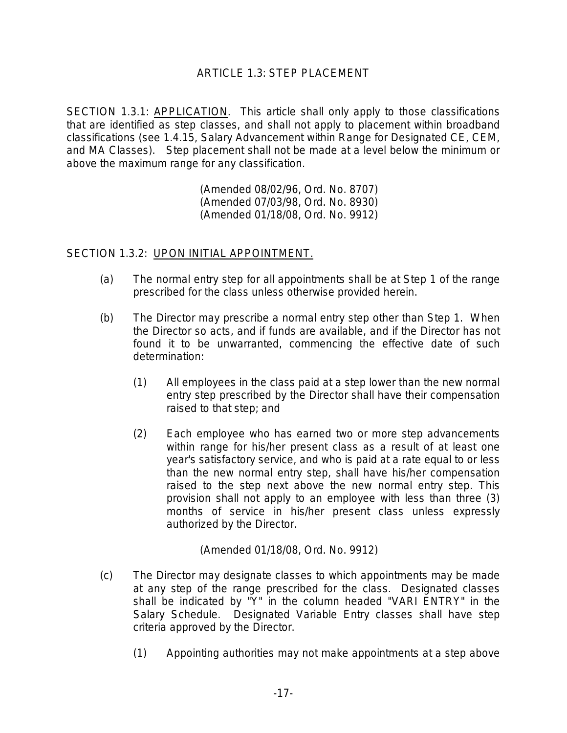# ARTICLE 1.3: STEP PLACEMENT

SECTION 1.3.1: <u>APPLICATION</u>. This article shall only apply to those classifications that are identified as step classes, and shall not apply to placement within broadband classifications (see 1.4.15, Salary Advancement within Range for Designated CE, CEM, and MA Classes). Step placement shall not be made at a level below the minimum or above the maximum range for any classification.

(Amended 08/02/96, Ord. No. 8707)
(Amended 07/03/98, Ord. No. 8930)
(Amended 01/18/08, Ord. No. 9912)

SECTION 1.3.2: <u>UPON INITIAL APPOINTMENT.</u>

(a) The normal entry step for all appointments shall be at Step 1 of the range prescribed for the class unless otherwise provided herein.

(b) The Director may prescribe a normal entry step other than Step 1. When the Director so acts, and if funds are available, and if the Director has not found it to be unwarranted, commencing the effective date of such determination:

(1) All employees in the class paid at a step lower than the new normal entry step prescribed by the Director shall have their compensation raised to that step; and

(2) Each employee who has earned two or more step advancements within range for his/her present class as a result of at least one year's satisfactory service, and who is paid at a rate equal to or less than the new normal entry step, shall have his/her compensation raised to the step next above the new normal entry step. This provision shall not apply to an employee with less than three (3) months of service in his/her present class unless expressly authorized by the Director.

(Amended 01/18/08, Ord. No. 9912)

(c) The Director may designate classes to which appointments may be made at any step of the range prescribed for the class. Designated classes shall be indicated by "Y" in the column headed "VARI ENTRY" in the Salary Schedule. Designated Variable Entry classes shall have step criteria approved by the Director.

(1) Appointing authorities may not make appointments at a step above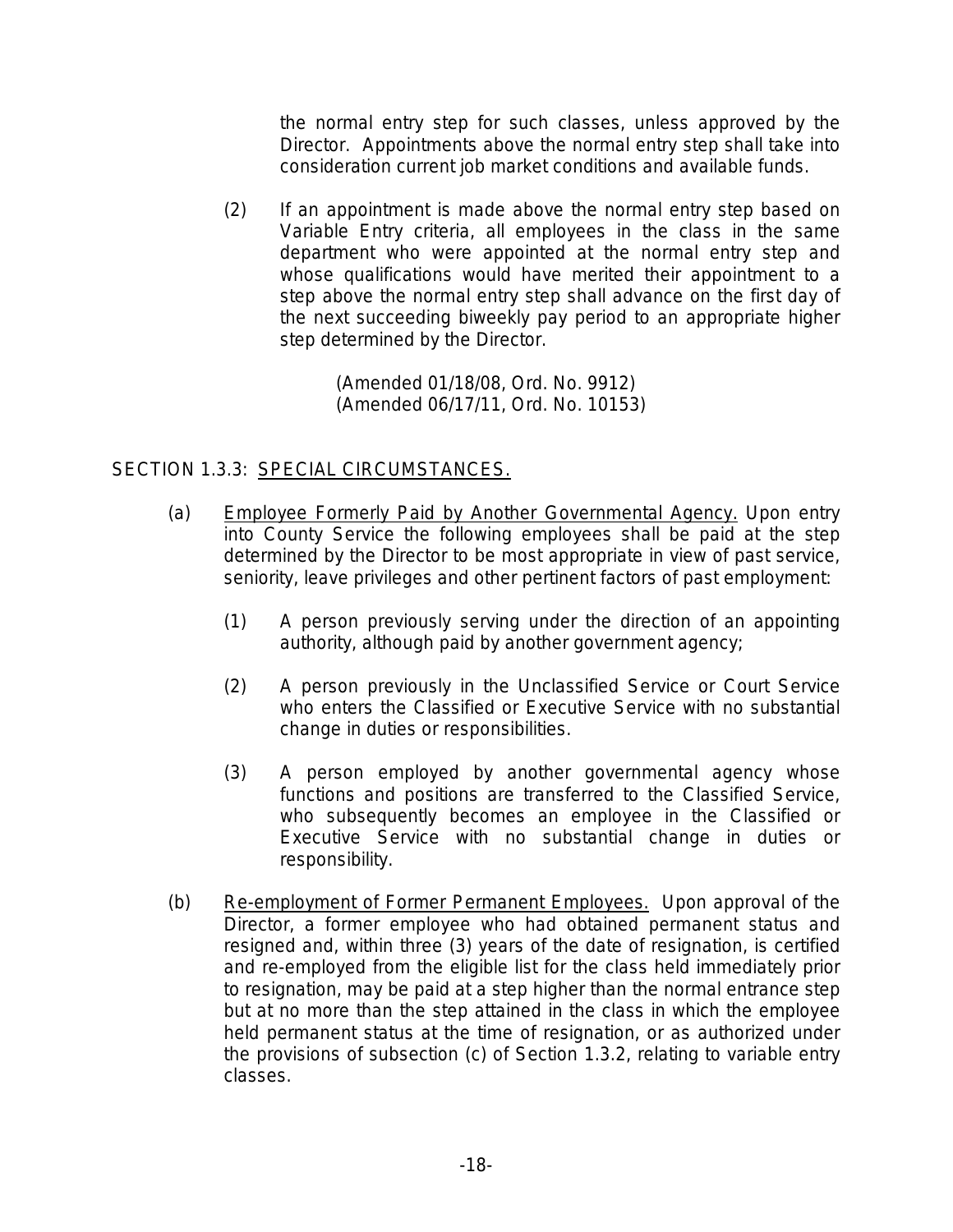the normal entry step for such classes, unless approved by the Director. Appointments above the normal entry step shall take into consideration current job market conditions and available funds.

(2) If an appointment is made above the normal entry step based on Variable Entry criteria, all employees in the class in the same department who were appointed at the normal entry step and whose qualifications would have merited their appointment to a step above the normal entry step shall advance on the first day of the next succeeding biweekly pay period to an appropriate higher step determined by the Director.

(Amended 01/18/08, Ord. No. 9912)
(Amended 06/17/11, Ord. No. 10153)

## SECTION 1.3.3: SPECIAL CIRCUMSTANCES.

(a) Employee Formerly Paid by Another Governmental Agency. Upon entry into County Service the following employees shall be paid at the step determined by the Director to be most appropriate in view of past service, seniority, leave privileges and other pertinent factors of past employment:

(1) A person previously serving under the direction of an appointing authority, although paid by another government agency;

(2) A person previously in the Unclassified Service or Court Service who enters the Classified or Executive Service with no substantial change in duties or responsibilities.

(3) A person employed by another governmental agency whose functions and positions are transferred to the Classified Service, who subsequently becomes an employee in the Classified or Executive Service with no substantial change in duties or responsibility.

(b) Re-employment of Former Permanent Employees. Upon approval of the Director, a former employee who had obtained permanent status and resigned and, within three (3) years of the date of resignation, is certified and re-employed from the eligible list for the class held immediately prior to resignation, may be paid at a step higher than the normal entrance step but at no more than the step attained in the class in which the employee held permanent status at the time of resignation, or as authorized under the provisions of subsection (c) of Section 1.3.2, relating to variable entry classes.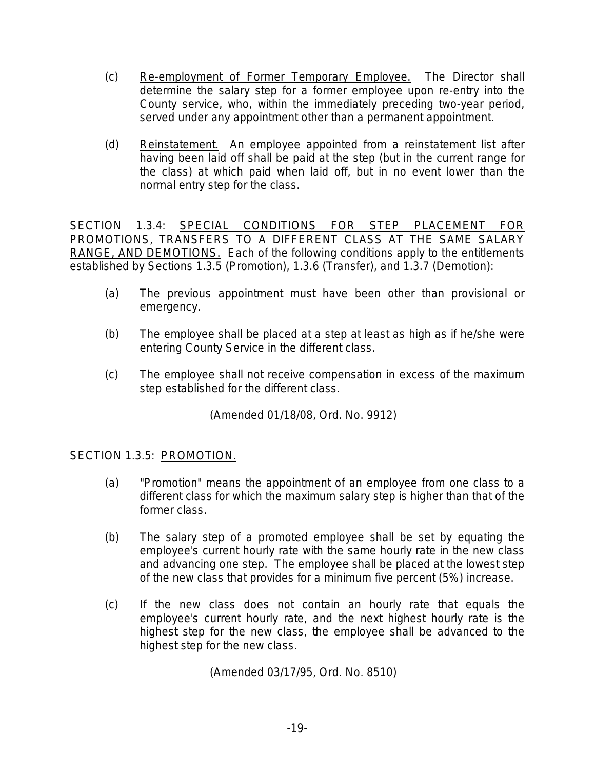(c) Re-employment of Former Temporary Employee. The Director shall determine the salary step for a former employee upon re-entry into the County service, who, within the immediately preceding two-year period, served under any appointment other than a permanent appointment.

(d) Reinstatement. An employee appointed from a reinstatement list after having been laid off shall be paid at the step (but in the current range for the class) at which paid when laid off, but in no event lower than the normal entry step for the class.

SECTION 1.3.4: SPECIAL CONDITIONS FOR STEP PLACEMENT FOR PROMOTIONS, TRANSFERS TO A DIFFERENT CLASS AT THE SAME SALARY RANGE, AND DEMOTIONS. Each of the following conditions apply to the entitlements established by Sections 1.3.5 (Promotion), 1.3.6 (Transfer), and 1.3.7 (Demotion):

(a) The previous appointment must have been other than provisional or emergency.

(b) The employee shall be placed at a step at least as high as if he/she were entering County Service in the different class.

(c) The employee shall not receive compensation in excess of the maximum step established for the different class.

(Amended 01/18/08, Ord. No. 9912)

SECTION 1.3.5: PROMOTION.

(a) "Promotion" means the appointment of an employee from one class to a different class for which the maximum salary step is higher than that of the former class.

(b) The salary step of a promoted employee shall be set by equating the employee's current hourly rate with the same hourly rate in the new class and advancing one step. The employee shall be placed at the lowest step of the new class that provides for a minimum five percent (5%) increase.

(c) If the new class does not contain an hourly rate that equals the employee's current hourly rate, and the next highest hourly rate is the highest step for the new class, the employee shall be advanced to the highest step for the new class.

(Amended 03/17/95, Ord. No. 8510)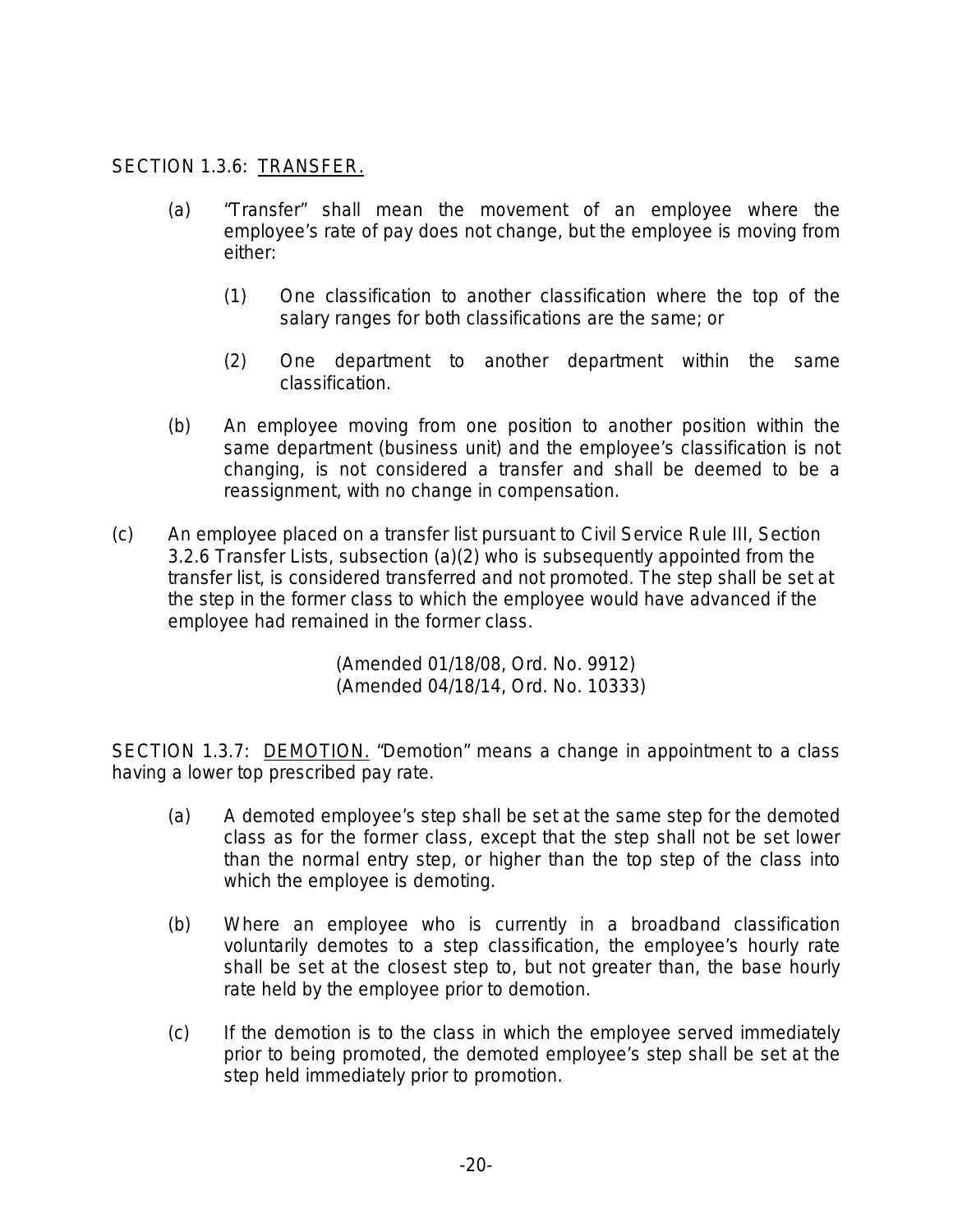SECTION 1.3.6: <u>TRANSFER.</u>

(a) "Transfer" shall mean the movement of an employee where the employee's rate of pay does not change, but the employee is moving from either:

(1) One classification to another classification where the top of the salary ranges for both classifications are the same; or

(2) One department to another department within the same classification.

(b) An employee moving from one position to another position within the same department (business unit) and the employee's classification is not changing, is not considered a transfer and shall be deemed to be a reassignment, with no change in compensation.

(c) An employee placed on a transfer list pursuant to Civil Service Rule III, Section 3.2.6 Transfer Lists, subsection (a)(2) who is subsequently appointed from the transfer list, is considered transferred and not promoted. The step shall be set at the step in the former class to which the employee would have advanced if the employee had remained in the former class.

(Amended 01/18/08, Ord. No. 9912)
(Amended 04/18/14, Ord. No. 10333)

SECTION 1.3.7: <u>DEMOTION.</u> "Demotion" means a change in appointment to a class having a lower top prescribed pay rate.

(a) A demoted employee's step shall be set at the same step for the demoted class as for the former class, except that the step shall not be set lower than the normal entry step, or higher than the top step of the class into which the employee is demoting.

(b) Where an employee who is currently in a broadband classification voluntarily demotes to a step classification, the employee's hourly rate shall be set at the closest step to, but not greater than, the base hourly rate held by the employee prior to demotion.

(c) If the demotion is to the class in which the employee served immediately prior to being promoted, the demoted employee's step shall be set at the step held immediately prior to promotion.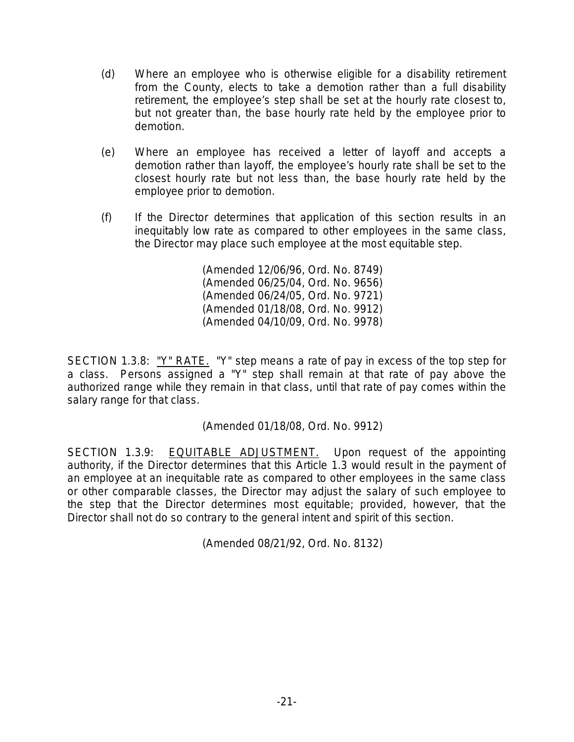(d) Where an employee who is otherwise eligible for a disability retirement from the County, elects to take a demotion rather than a full disability retirement, the employee's step shall be set at the hourly rate closest to, but not greater than, the base hourly rate held by the employee prior to demotion.

(e) Where an employee has received a letter of layoff and accepts a demotion rather than layoff, the employee's hourly rate shall be set to the closest hourly rate but not less than, the base hourly rate held by the employee prior to demotion.

(f) If the Director determines that application of this section results in an inequitably low rate as compared to other employees in the same class, the Director may place such employee at the most equitable step.

(Amended 12/06/96, Ord. No. 8749)
(Amended 06/25/04, Ord. No. 9656)
(Amended 06/24/05, Ord. No. 9721)
(Amended 01/18/08, Ord. No. 9912)
(Amended 04/10/09, Ord. No. 9978)

SECTION 1.3.8: <u>"Y" RATE.</u> "Y" step means a rate of pay in excess of the top step for a class. Persons assigned a "Y" step shall remain at that rate of pay above the authorized range while they remain in that class, until that rate of pay comes within the salary range for that class.

(Amended 01/18/08, Ord. No. 9912)

SECTION 1.3.9: <u>EQUITABLE ADJUSTMENT.</u> Upon request of the appointing authority, if the Director determines that this Article 1.3 would result in the payment of an employee at an inequitable rate as compared to other employees in the same class or other comparable classes, the Director may adjust the salary of such employee to the step that the Director determines most equitable; provided, however, that the Director shall not do so contrary to the general intent and spirit of this section.

(Amended 08/21/92, Ord. No. 8132)